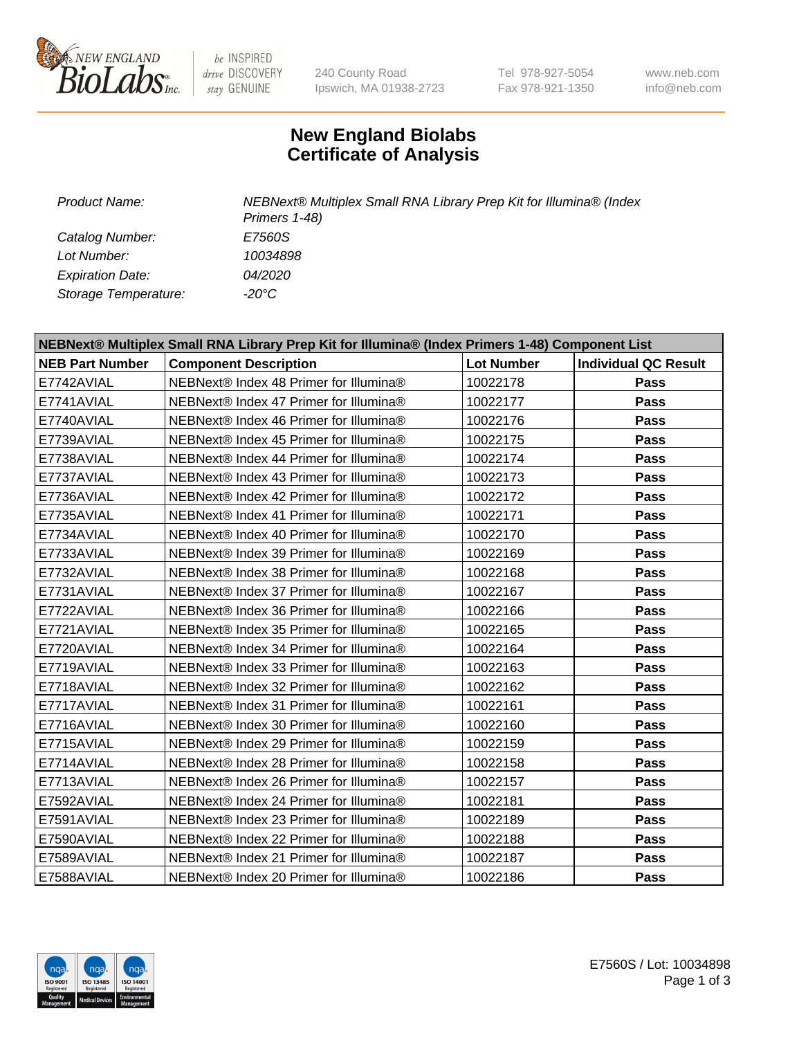# New England Biolabs Certificate of Analysis

| | |
|---|---|
| *Product Name:* | *NEBNext® Multiplex Small RNA Library Prep Kit for Illumina® (Index Primers 1-48)* |
| *Catalog Number:* | *E7560S* |
| *Lot Number:* | *10034898* |
| *Expiration Date:* | *04/2020* |
| *Storage Temperature:* | *-20°C* |

| NEBNext® Multiplex Small RNA Library Prep Kit for Illumina® (Index Primers 1-48) Component List | | | |
|---|---|---|---|
| **NEB Part Number** | **Component Description** | **Lot Number** | **Individual QC Result** |
| E7742AVIAL | NEBNext® Index 48 Primer for Illumina® | 10022178 | **Pass** |
| E7741AVIAL | NEBNext® Index 47 Primer for Illumina® | 10022177 | **Pass** |
| E7740AVIAL | NEBNext® Index 46 Primer for Illumina® | 10022176 | **Pass** |
| E7739AVIAL | NEBNext® Index 45 Primer for Illumina® | 10022175 | **Pass** |
| E7738AVIAL | NEBNext® Index 44 Primer for Illumina® | 10022174 | **Pass** |
| E7737AVIAL | NEBNext® Index 43 Primer for Illumina® | 10022173 | **Pass** |
| E7736AVIAL | NEBNext® Index 42 Primer for Illumina® | 10022172 | **Pass** |
| E7735AVIAL | NEBNext® Index 41 Primer for Illumina® | 10022171 | **Pass** |
| E7734AVIAL | NEBNext® Index 40 Primer for Illumina® | 10022170 | **Pass** |
| E7733AVIAL | NEBNext® Index 39 Primer for Illumina® | 10022169 | **Pass** |
| E7732AVIAL | NEBNext® Index 38 Primer for Illumina® | 10022168 | **Pass** |
| E7731AVIAL | NEBNext® Index 37 Primer for Illumina® | 10022167 | **Pass** |
| E7722AVIAL | NEBNext® Index 36 Primer for Illumina® | 10022166 | **Pass** |
| E7721AVIAL | NEBNext® Index 35 Primer for Illumina® | 10022165 | **Pass** |
| E7720AVIAL | NEBNext® Index 34 Primer for Illumina® | 10022164 | **Pass** |
| E7719AVIAL | NEBNext® Index 33 Primer for Illumina® | 10022163 | **Pass** |
| E7718AVIAL | NEBNext® Index 32 Primer for Illumina® | 10022162 | **Pass** |
| E7717AVIAL | NEBNext® Index 31 Primer for Illumina® | 10022161 | **Pass** |
| E7716AVIAL | NEBNext® Index 30 Primer for Illumina® | 10022160 | **Pass** |
| E7715AVIAL | NEBNext® Index 29 Primer for Illumina® | 10022159 | **Pass** |
| E7714AVIAL | NEBNext® Index 28 Primer for Illumina® | 10022158 | **Pass** |
| E7713AVIAL | NEBNext® Index 26 Primer for Illumina® | 10022157 | **Pass** |
| E7592AVIAL | NEBNext® Index 24 Primer for Illumina® | 10022181 | **Pass** |
| E7591AVIAL | NEBNext® Index 23 Primer for Illumina® | 10022189 | **Pass** |
| E7590AVIAL | NEBNext® Index 22 Primer for Illumina® | 10022188 | **Pass** |
| E7589AVIAL | NEBNext® Index 21 Primer for Illumina® | 10022187 | **Pass** |
| E7588AVIAL | NEBNext® Index 20 Primer for Illumina® | 10022186 | **Pass** |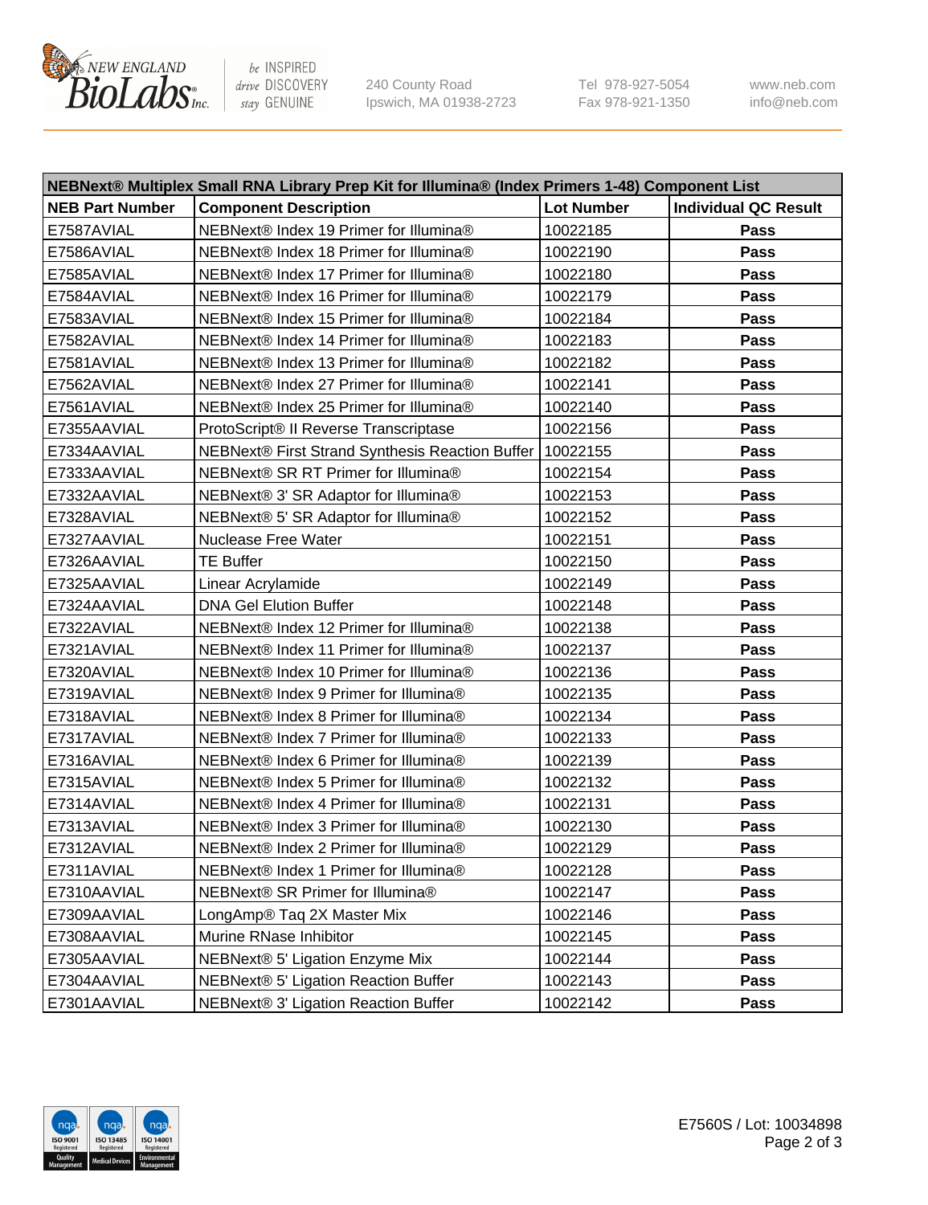| NEBNext® Multiplex Small RNA Library Prep Kit for Illumina® (Index Primers 1-48) Component List | | | |
|---|---|---|---|
| **NEB Part Number** | **Component Description** | **Lot Number** | **Individual QC Result** |
| E7587AVIAL | NEBNext® Index 19 Primer for Illumina® | 10022185 | **Pass** |
| E7586AVIAL | NEBNext® Index 18 Primer for Illumina® | 10022190 | **Pass** |
| E7585AVIAL | NEBNext® Index 17 Primer for Illumina® | 10022180 | **Pass** |
| E7584AVIAL | NEBNext® Index 16 Primer for Illumina® | 10022179 | **Pass** |
| E7583AVIAL | NEBNext® Index 15 Primer for Illumina® | 10022184 | **Pass** |
| E7582AVIAL | NEBNext® Index 14 Primer for Illumina® | 10022183 | **Pass** |
| E7581AVIAL | NEBNext® Index 13 Primer for Illumina® | 10022182 | **Pass** |
| E7562AVIAL | NEBNext® Index 27 Primer for Illumina® | 10022141 | **Pass** |
| E7561AVIAL | NEBNext® Index 25 Primer for Illumina® | 10022140 | **Pass** |
| E7355AAVIAL | ProtoScript® II Reverse Transcriptase | 10022156 | **Pass** |
| E7334AAVIAL | NEBNext® First Strand Synthesis Reaction Buffer | 10022155 | **Pass** |
| E7333AAVIAL | NEBNext® SR RT Primer for Illumina® | 10022154 | **Pass** |
| E7332AAVIAL | NEBNext® 3' SR Adaptor for Illumina® | 10022153 | **Pass** |
| E7328AVIAL | NEBNext® 5' SR Adaptor for Illumina® | 10022152 | **Pass** |
| E7327AAVIAL | Nuclease Free Water | 10022151 | **Pass** |
| E7326AAVIAL | TE Buffer | 10022150 | **Pass** |
| E7325AAVIAL | Linear Acrylamide | 10022149 | **Pass** |
| E7324AAVIAL | DNA Gel Elution Buffer | 10022148 | **Pass** |
| E7322AVIAL | NEBNext® Index 12 Primer for Illumina® | 10022138 | **Pass** |
| E7321AVIAL | NEBNext® Index 11 Primer for Illumina® | 10022137 | **Pass** |
| E7320AVIAL | NEBNext® Index 10 Primer for Illumina® | 10022136 | **Pass** |
| E7319AVIAL | NEBNext® Index 9 Primer for Illumina® | 10022135 | **Pass** |
| E7318AVIAL | NEBNext® Index 8 Primer for Illumina® | 10022134 | **Pass** |
| E7317AVIAL | NEBNext® Index 7 Primer for Illumina® | 10022133 | **Pass** |
| E7316AVIAL | NEBNext® Index 6 Primer for Illumina® | 10022139 | **Pass** |
| E7315AVIAL | NEBNext® Index 5 Primer for Illumina® | 10022132 | **Pass** |
| E7314AVIAL | NEBNext® Index 4 Primer for Illumina® | 10022131 | **Pass** |
| E7313AVIAL | NEBNext® Index 3 Primer for Illumina® | 10022130 | **Pass** |
| E7312AVIAL | NEBNext® Index 2 Primer for Illumina® | 10022129 | **Pass** |
| E7311AVIAL | NEBNext® Index 1 Primer for Illumina® | 10022128 | **Pass** |
| E7310AAVIAL | NEBNext® SR Primer for Illumina® | 10022147 | **Pass** |
| E7309AAVIAL | LongAmp® Taq 2X Master Mix | 10022146 | **Pass** |
| E7308AAVIAL | Murine RNase Inhibitor | 10022145 | **Pass** |
| E7305AAVIAL | NEBNext® 5' Ligation Enzyme Mix | 10022144 | **Pass** |
| E7304AAVIAL | NEBNext® 5' Ligation Reaction Buffer | 10022143 | **Pass** |
| E7301AAVIAL | NEBNext® 3' Ligation Reaction Buffer | 10022142 | **Pass** |

E7560S / Lot: 10034898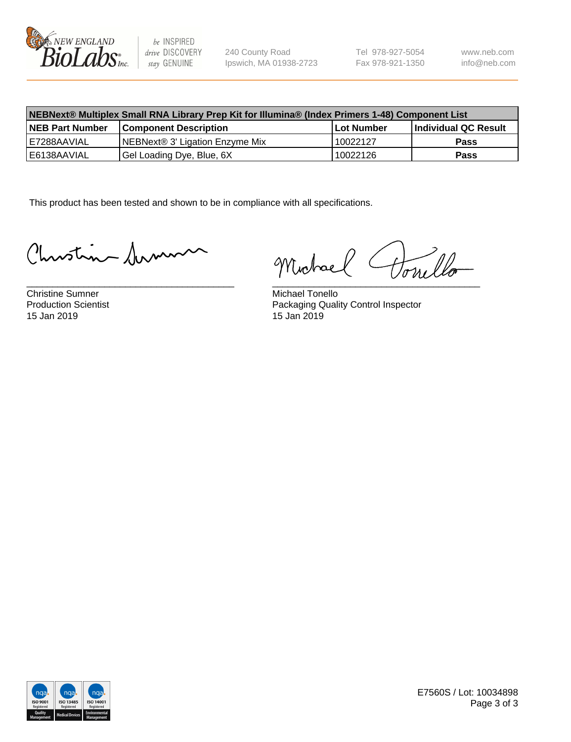NEW ENGLAND BioLabs Inc. | be INSPIRED drive DISCOVERY stay GENUINE

240 County Road
Ipswich, MA 01938-2723

Tel 978-927-5054
Fax 978-921-1350

www.neb.com
info@neb.com

| NEBNext® Multiplex Small RNA Library Prep Kit for Illumina® (Index Primers 1-48) Component List | | | |
|---|---|---|---|
| **NEB Part Number** | **Component Description** | **Lot Number** | **Individual QC Result** |
| E7288AAVIAL | NEBNext® 3' Ligation Enzyme Mix | 10022127 | **Pass** |
| E6138AAVIAL | Gel Loading Dye, Blue, 6X | 10022126 | **Pass** |

This product has been tested and shown to be in compliance with all specifications.

Christine Sumner
Production Scientist
15 Jan 2019

Michael Tonello
Packaging Quality Control Inspector
15 Jan 2019

E7560S / Lot: 10034898